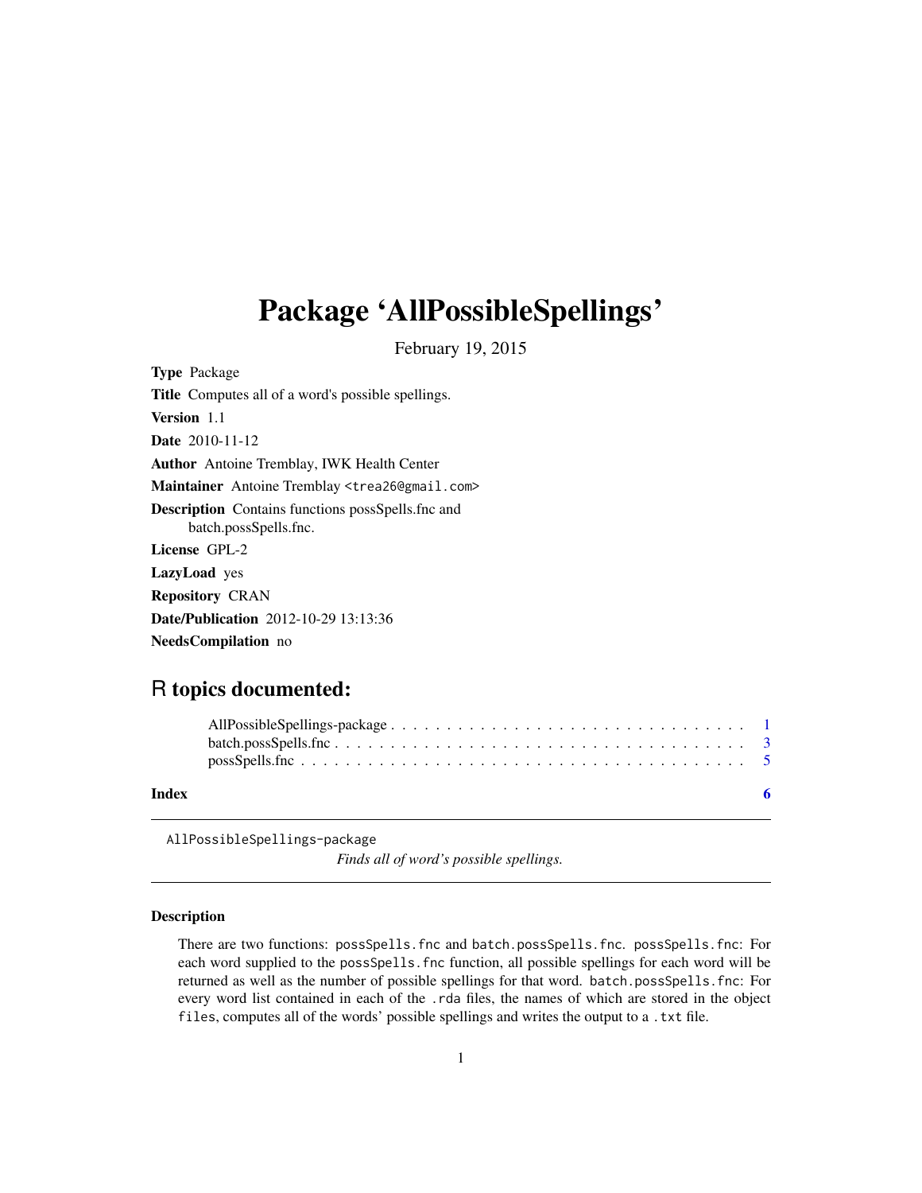# Package 'AllPossibleSpellings'

February 19, 2015

**Type** Package

**Title** Computes all of a word's possible spellings.

**Version** 1.1

**Date** 2010-11-12

**Author** Antoine Tremblay, IWK Health Center

**Maintainer** Antoine Tremblay <trea26@gmail.com>

**Description** Contains functions possSpells.fnc and batch.possSpells.fnc.

**License** GPL-2

**LazyLoad** yes

**Repository** CRAN

**Date/Publication** 2012-10-29 13:13:36

**NeedsCompilation** no

## R topics documented:

AllPossibleSpellings-package . . . . . . . . . . . . . . . . . . . . . . . . . . . . . . . 1
batch.possSpells.fnc . . . . . . . . . . . . . . . . . . . . . . . . . . . . . . . . . . . . 3
possSpells.fnc . . . . . . . . . . . . . . . . . . . . . . . . . . . . . . . . . . . . . . . . 5

**Index** 6

---

AllPossibleSpellings-package

*Finds all of word's possible spellings.*

---

### Description

There are two functions: possSpells.fnc and batch.possSpells.fnc. possSpells.fnc: For each word supplied to the possSpells.fnc function, all possible spellings for each word will be returned as well as the number of possible spellings for that word. batch.possSpells.fnc: For every word list contained in each of the .rda files, the names of which are stored in the object files, computes all of the words' possible spellings and writes the output to a .txt file.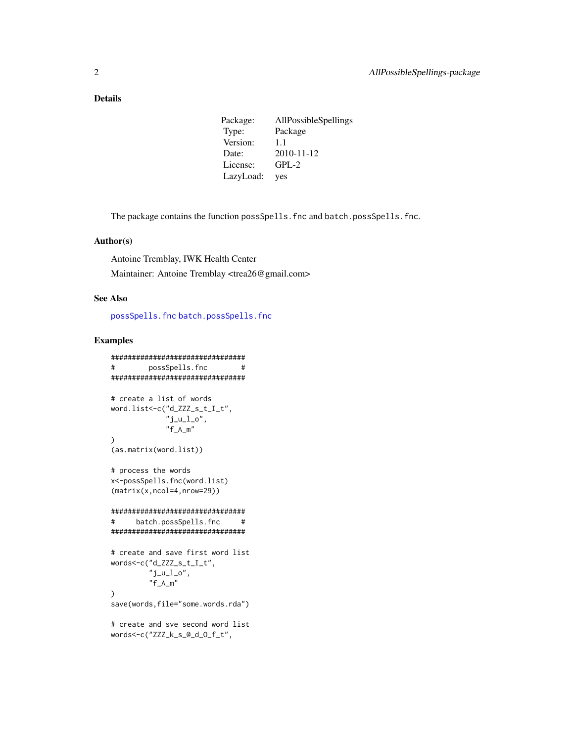## Details

| | |
|---|---|
| Package: | AllPossibleSpellings |
| Type: | Package |
| Version: | 1.1 |
| Date: | 2010-11-12 |
| License: | GPL-2 |
| LazyLoad: | yes |

The package contains the function `possSpells.fnc` and `batch.possSpells.fnc`.

## Author(s)

Antoine Tremblay, IWK Health Center

Maintainer: Antoine Tremblay <trea26@gmail.com>

## See Also

`possSpells.fnc` `batch.possSpells.fnc`

## Examples

```
################################
#        possSpells.fnc        #
################################

# create a list of words
word.list<-c("d_ZZZ_s_t_I_t",
             "j_u_l_o",
             "f_A_m"
)
(as.matrix(word.list))

# process the words
x<-possSpells.fnc(word.list)
(matrix(x,ncol=4,nrow=29))

################################
#     batch.possSpells.fnc     #
################################

# create and save first word list
words<-c("d_ZZZ_s_t_I_t",
         "j_u_l_o",
         "f_A_m"
)
save(words,file="some.words.rda")

# create and sve second word list
words<-c("ZZZ_k_s_@_d_O_f_t",
```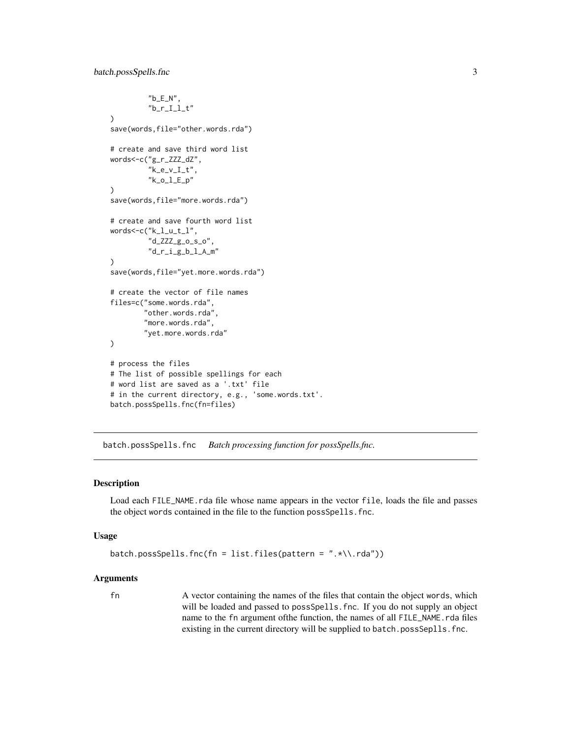```
         "b_E_N",
         "b_r_I_l_t"
)
save(words,file="other.words.rda")

# create and save third word list
words<-c("g_r_ZZZ_dZ",
         "k_e_v_I_t",
         "k_o_l_E_p"
)
save(words,file="more.words.rda")

# create and save fourth word list
words<-c("k_l_u_t_l",
         "d_ZZZ_g_o_s_o",
         "d_r_i_g_b_l_A_m"
)
save(words,file="yet.more.words.rda")

# create the vector of file names
files=c("some.words.rda",
        "other.words.rda",
        "more.words.rda",
        "yet.more.words.rda"
)

# process the files
# The list of possible spellings for each
# word list are saved as a '.txt' file
# in the current directory, e.g., 'some.words.txt'.
batch.possSpells.fnc(fn=files)
```

---

## batch.possSpells.fnc *Batch processing function for possSpells.fnc.*

---

### Description

Load each `FILE_NAME.rda` file whose name appears in the vector `file`, loads the file and passes the object `words` contained in the file to the function `possSpells.fnc`.

### Usage

```
batch.possSpells.fnc(fn = list.files(pattern = ".*\\.rda"))
```

### Arguments

| | |
|---|---|
| `fn` | A vector containing the names of the files that contain the object `words`, which will be loaded and passed to `possSpells.fnc`. If you do not supply an object name to the `fn` argument ofthe function, the names of all `FILE_NAME.rda` files existing in the current directory will be supplied to `batch.possSeplls.fnc`. |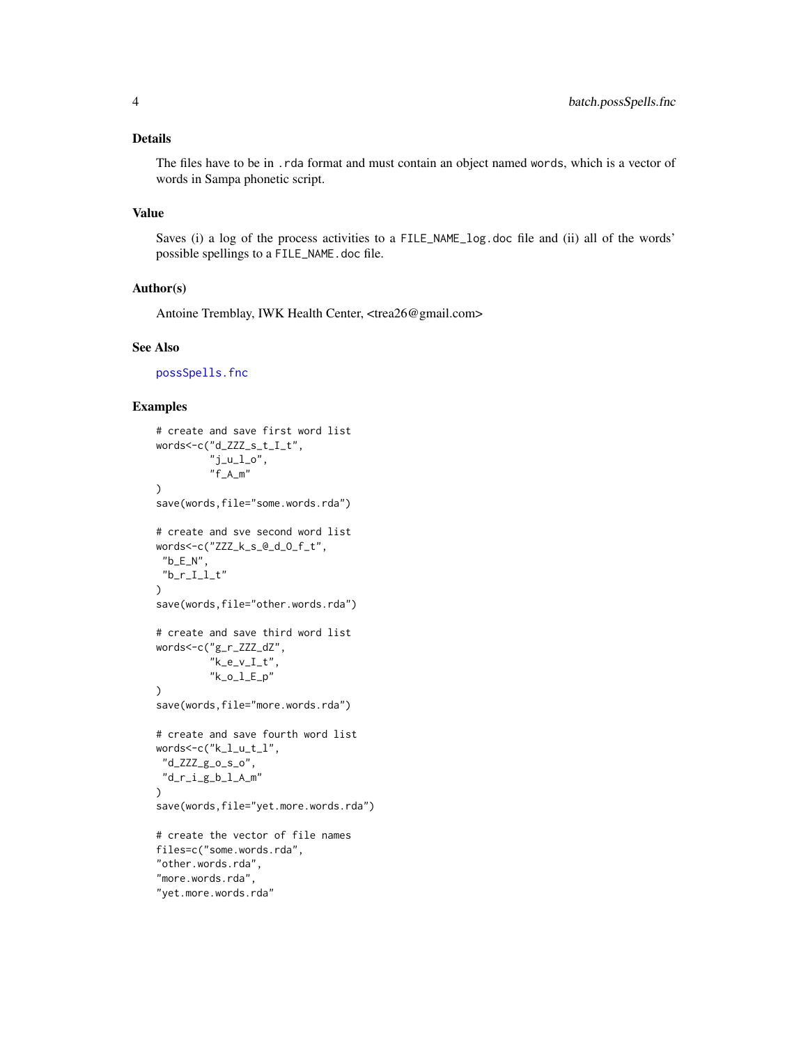## Details

The files have to be in `.rda` format and must contain an object named `words`, which is a vector of words in Sampa phonetic script.

## Value

Saves (i) a log of the process activities to a `FILE_NAME_log.doc` file and (ii) all of the words' possible spellings to a `FILE_NAME.doc` file.

## Author(s)

Antoine Tremblay, IWK Health Center, <trea26@gmail.com>

## See Also

possSpells.fnc

## Examples

```
# create and save first word list
words<-c("d_ZZZ_s_t_I_t",
         "j_u_l_o",
         "f_A_m"
)
save(words,file="some.words.rda")

# create and sve second word list
words<-c("ZZZ_k_s_@_d_O_f_t",
 "b_E_N",
 "b_r_I_l_t"
)
save(words,file="other.words.rda")

# create and save third word list
words<-c("g_r_ZZZ_dZ",
         "k_e_v_I_t",
         "k_o_l_E_p"
)
save(words,file="more.words.rda")

# create and save fourth word list
words<-c("k_l_u_t_l",
 "d_ZZZ_g_o_s_o",
 "d_r_i_g_b_l_A_m"
)
save(words,file="yet.more.words.rda")

# create the vector of file names
files=c("some.words.rda",
"other.words.rda",
"more.words.rda",
"yet.more.words.rda"
```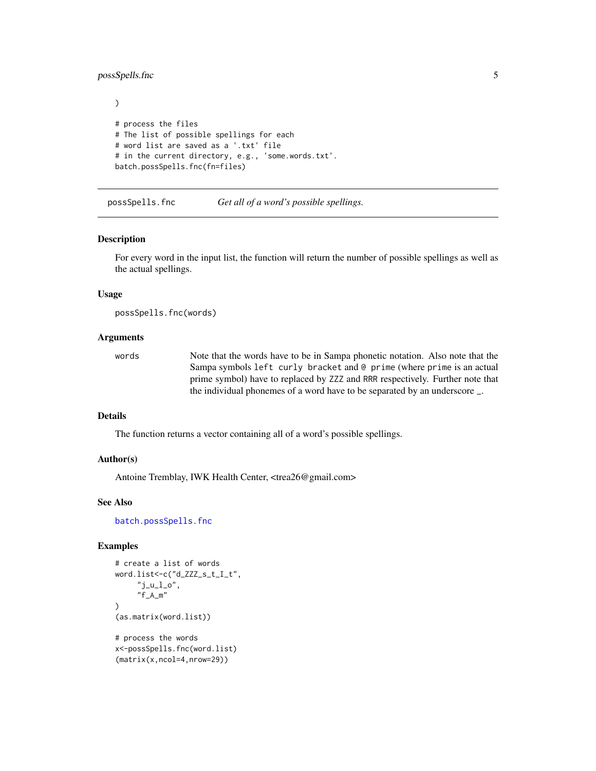```
)

# process the files
# The list of possible spellings for each
# word list are saved as a '.txt' file
# in the current directory, e.g., 'some.words.txt'.
batch.possSpells.fnc(fn=files)
```

---

## possSpells.fnc — *Get all of a word's possible spellings.*

---

### Description

For every word in the input list, the function will return the number of possible spellings as well as the actual spellings.

### Usage

```
possSpells.fnc(words)
```

### Arguments

| | |
|---|---|
| `words` | Note that the words have to be in Sampa phonetic notation. Also note that the Sampa symbols `left curly bracket` and `@ prime` (where `prime` is an actual prime symbol) have to replaced by `ZZZ` and `RRR` respectively. Further note that the individual phonemes of a word have to be separated by an underscore `_`. |

### Details

The function returns a vector containing all of a word's possible spellings.

### Author(s)

Antoine Tremblay, IWK Health Center, <trea26@gmail.com>

### See Also

`batch.possSpells.fnc`

### Examples

```
# create a list of words
word.list<-c("d_ZZZ_s_t_I_t",
     "j_u_l_o",
     "f_A_m"
)
(as.matrix(word.list))

# process the words
x<-possSpells.fnc(word.list)
(matrix(x,ncol=4,nrow=29))
```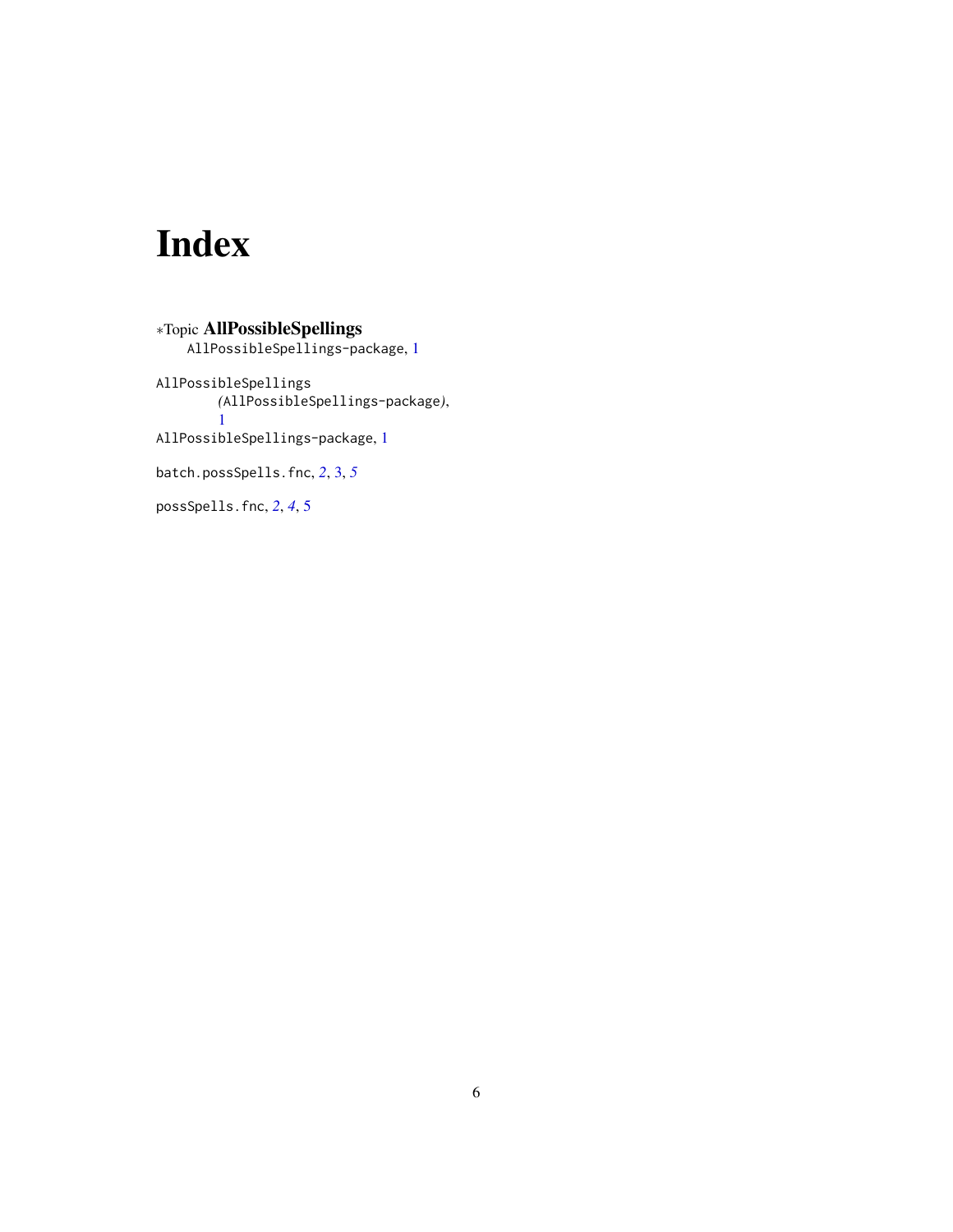# Index

∗Topic **AllPossibleSpellings**
  AllPossibleSpellings-package, 1

AllPossibleSpellings
  (AllPossibleSpellings-package),
  1
AllPossibleSpellings-package, 1

batch.possSpells.fnc, *2*, 3, *5*

possSpells.fnc, *2*, *4*, 5